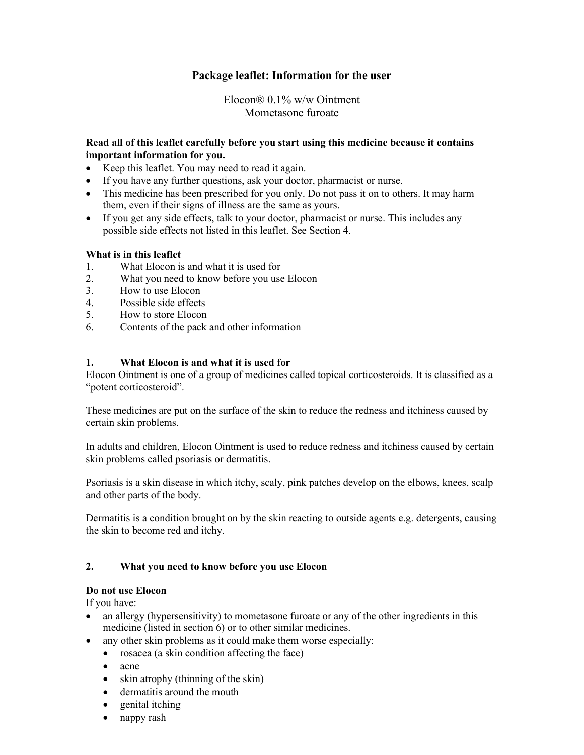# Package leaflet: Information for the user

Elocon® 0.1% w/w Ointment
Mometasone furoate

**Read all of this leaflet carefully before you start using this medicine because it contains important information for you.**

- Keep this leaflet. You may need to read it again.
- If you have any further questions, ask your doctor, pharmacist or nurse.
- This medicine has been prescribed for you only. Do not pass it on to others. It may harm them, even if their signs of illness are the same as yours.
- If you get any side effects, talk to your doctor, pharmacist or nurse. This includes any possible side effects not listed in this leaflet. See Section 4.

**What is in this leaflet**

1. What Elocon is and what it is used for
2. What you need to know before you use Elocon
3. How to use Elocon
4. Possible side effects
5. How to store Elocon
6. Contents of the pack and other information

## 1. What Elocon is and what it is used for

Elocon Ointment is one of a group of medicines called topical corticosteroids. It is classified as a "potent corticosteroid".

These medicines are put on the surface of the skin to reduce the redness and itchiness caused by certain skin problems.

In adults and children, Elocon Ointment is used to reduce redness and itchiness caused by certain skin problems called psoriasis or dermatitis.

Psoriasis is a skin disease in which itchy, scaly, pink patches develop on the elbows, knees, scalp and other parts of the body.

Dermatitis is a condition brought on by the skin reacting to outside agents e.g. detergents, causing the skin to become red and itchy.

## 2. What you need to know before you use Elocon

**Do not use Elocon**

If you have:

- an allergy (hypersensitivity) to mometasone furoate or any of the other ingredients in this medicine (listed in section 6) or to other similar medicines.
- any other skin problems as it could make them worse especially:
  - rosacea (a skin condition affecting the face)
  - acne
  - skin atrophy (thinning of the skin)
  - dermatitis around the mouth
  - genital itching
  - nappy rash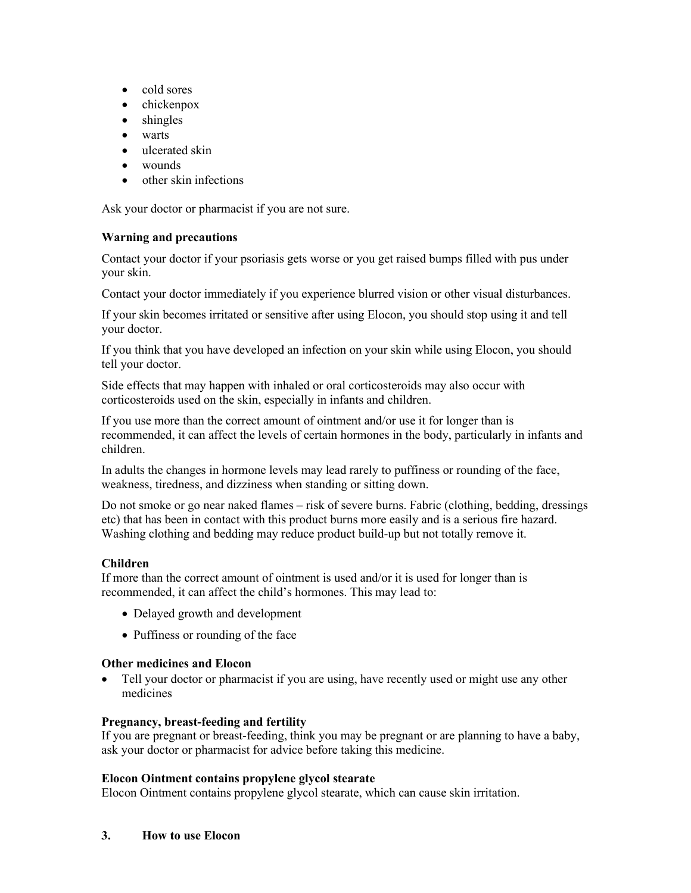- cold sores
- chickenpox
- shingles
- warts
- ulcerated skin
- wounds
- other skin infections

Ask your doctor or pharmacist if you are not sure.

**Warning and precautions**

Contact your doctor if your psoriasis gets worse or you get raised bumps filled with pus under your skin.

Contact your doctor immediately if you experience blurred vision or other visual disturbances.

If your skin becomes irritated or sensitive after using Elocon, you should stop using it and tell your doctor.

If you think that you have developed an infection on your skin while using Elocon, you should tell your doctor.

Side effects that may happen with inhaled or oral corticosteroids may also occur with corticosteroids used on the skin, especially in infants and children.

If you use more than the correct amount of ointment and/or use it for longer than is recommended, it can affect the levels of certain hormones in the body, particularly in infants and children.

In adults the changes in hormone levels may lead rarely to puffiness or rounding of the face, weakness, tiredness, and dizziness when standing or sitting down.

Do not smoke or go near naked flames – risk of severe burns. Fabric (clothing, bedding, dressings etc) that has been in contact with this product burns more easily and is a serious fire hazard. Washing clothing and bedding may reduce product build-up but not totally remove it.

**Children**

If more than the correct amount of ointment is used and/or it is used for longer than is recommended, it can affect the child's hormones. This may lead to:

- Delayed growth and development
- Puffiness or rounding of the face

**Other medicines and Elocon**

- Tell your doctor or pharmacist if you are using, have recently used or might use any other medicines

**Pregnancy, breast-feeding and fertility**

If you are pregnant or breast-feeding, think you may be pregnant or are planning to have a baby, ask your doctor or pharmacist for advice before taking this medicine.

**Elocon Ointment contains propylene glycol stearate**

Elocon Ointment contains propylene glycol stearate, which can cause skin irritation.

## 3. How to use Elocon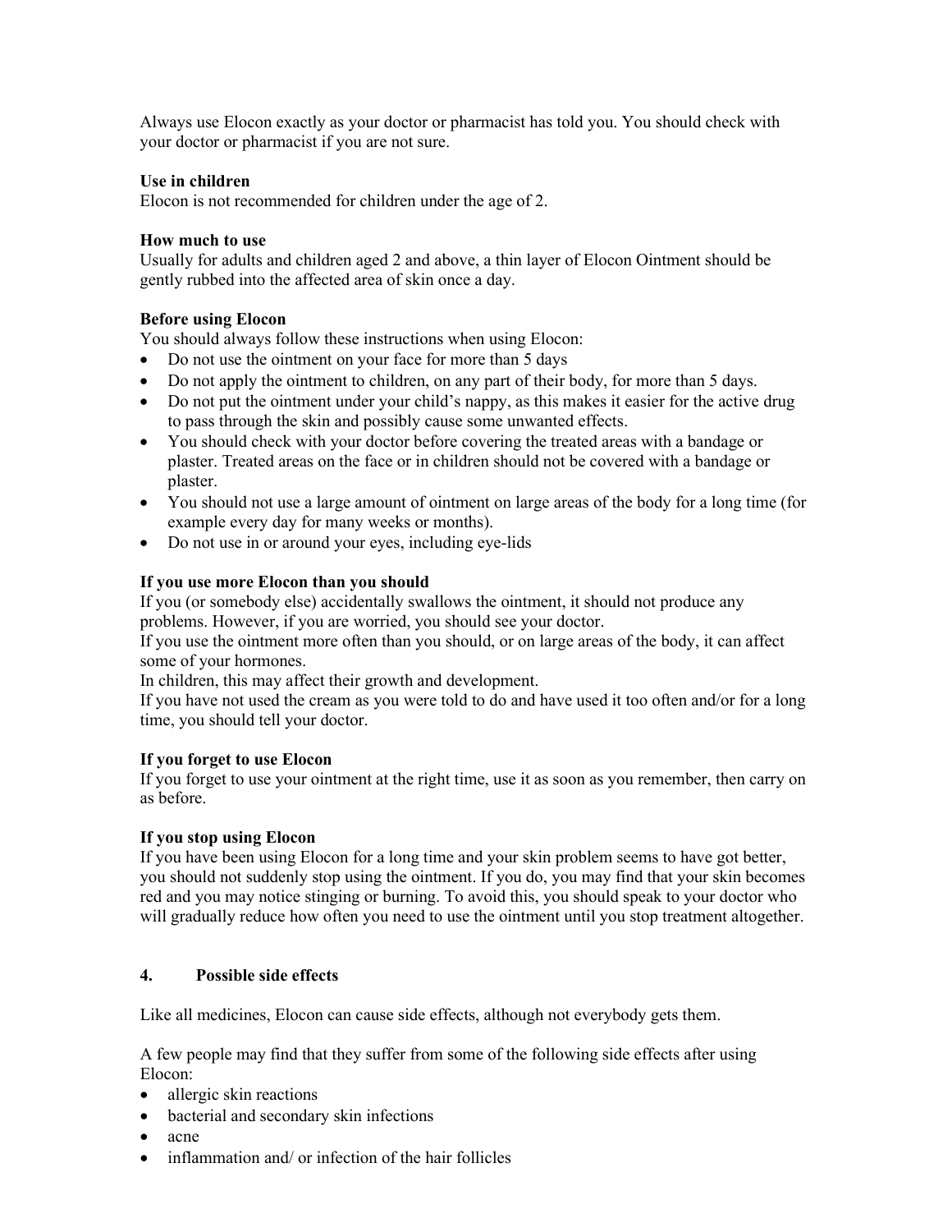Always use Elocon exactly as your doctor or pharmacist has told you. You should check with your doctor or pharmacist if you are not sure.

**Use in children**
Elocon is not recommended for children under the age of 2.

**How much to use**
Usually for adults and children aged 2 and above, a thin layer of Elocon Ointment should be gently rubbed into the affected area of skin once a day.

**Before using Elocon**
You should always follow these instructions when using Elocon:

- Do not use the ointment on your face for more than 5 days
- Do not apply the ointment to children, on any part of their body, for more than 5 days.
- Do not put the ointment under your child's nappy, as this makes it easier for the active drug to pass through the skin and possibly cause some unwanted effects.
- You should check with your doctor before covering the treated areas with a bandage or plaster. Treated areas on the face or in children should not be covered with a bandage or plaster.
- You should not use a large amount of ointment on large areas of the body for a long time (for example every day for many weeks or months).
- Do not use in or around your eyes, including eye-lids

**If you use more Elocon than you should**
If you (or somebody else) accidentally swallows the ointment, it should not produce any problems. However, if you are worried, you should see your doctor.
If you use the ointment more often than you should, or on large areas of the body, it can affect some of your hormones.
In children, this may affect their growth and development.
If you have not used the cream as you were told to do and have used it too often and/or for a long time, you should tell your doctor.

**If you forget to use Elocon**
If you forget to use your ointment at the right time, use it as soon as you remember, then carry on as before.

**If you stop using Elocon**
If you have been using Elocon for a long time and your skin problem seems to have got better, you should not suddenly stop using the ointment. If you do, you may find that your skin becomes red and you may notice stinging or burning. To avoid this, you should speak to your doctor who will gradually reduce how often you need to use the ointment until you stop treatment altogether.

## 4. Possible side effects

Like all medicines, Elocon can cause side effects, although not everybody gets them.

A few people may find that they suffer from some of the following side effects after using Elocon:

- allergic skin reactions
- bacterial and secondary skin infections
- acne
- inflammation and/ or infection of the hair follicles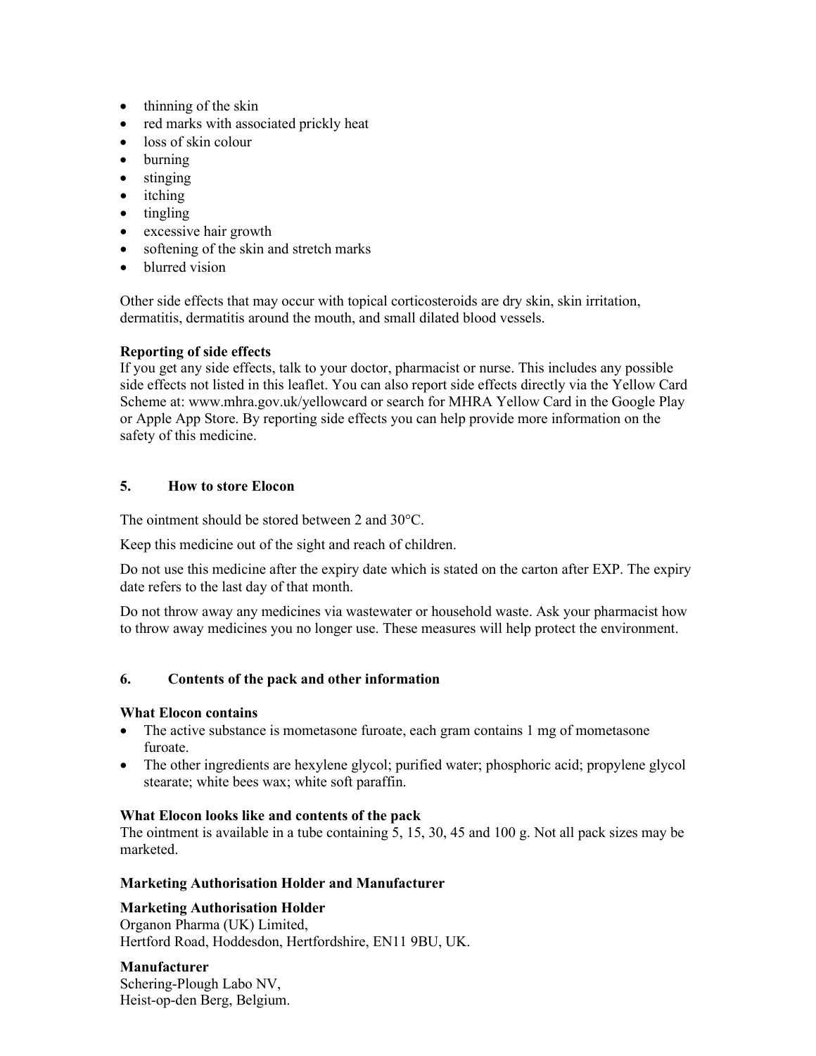- thinning of the skin
- red marks with associated prickly heat
- loss of skin colour
- burning
- stinging
- itching
- tingling
- excessive hair growth
- softening of the skin and stretch marks
- blurred vision

Other side effects that may occur with topical corticosteroids are dry skin, skin irritation, dermatitis, dermatitis around the mouth, and small dilated blood vessels.

**Reporting of side effects**
If you get any side effects, talk to your doctor, pharmacist or nurse. This includes any possible side effects not listed in this leaflet. You can also report side effects directly via the Yellow Card Scheme at: www.mhra.gov.uk/yellowcard or search for MHRA Yellow Card in the Google Play or Apple App Store. By reporting side effects you can help provide more information on the safety of this medicine.

## 5. How to store Elocon

The ointment should be stored between 2 and 30°C.

Keep this medicine out of the sight and reach of children.

Do not use this medicine after the expiry date which is stated on the carton after EXP. The expiry date refers to the last day of that month.

Do not throw away any medicines via wastewater or household waste. Ask your pharmacist how to throw away medicines you no longer use. These measures will help protect the environment.

## 6. Contents of the pack and other information

**What Elocon contains**

- The active substance is mometasone furoate, each gram contains 1 mg of mometasone furoate.
- The other ingredients are hexylene glycol; purified water; phosphoric acid; propylene glycol stearate; white bees wax; white soft paraffin.

**What Elocon looks like and contents of the pack**
The ointment is available in a tube containing 5, 15, 30, 45 and 100 g. Not all pack sizes may be marketed.

**Marketing Authorisation Holder and Manufacturer**

**Marketing Authorisation Holder**
Organon Pharma (UK) Limited,
Hertford Road, Hoddesdon, Hertfordshire, EN11 9BU, UK.

**Manufacturer**
Schering-Plough Labo NV,
Heist-op-den Berg, Belgium.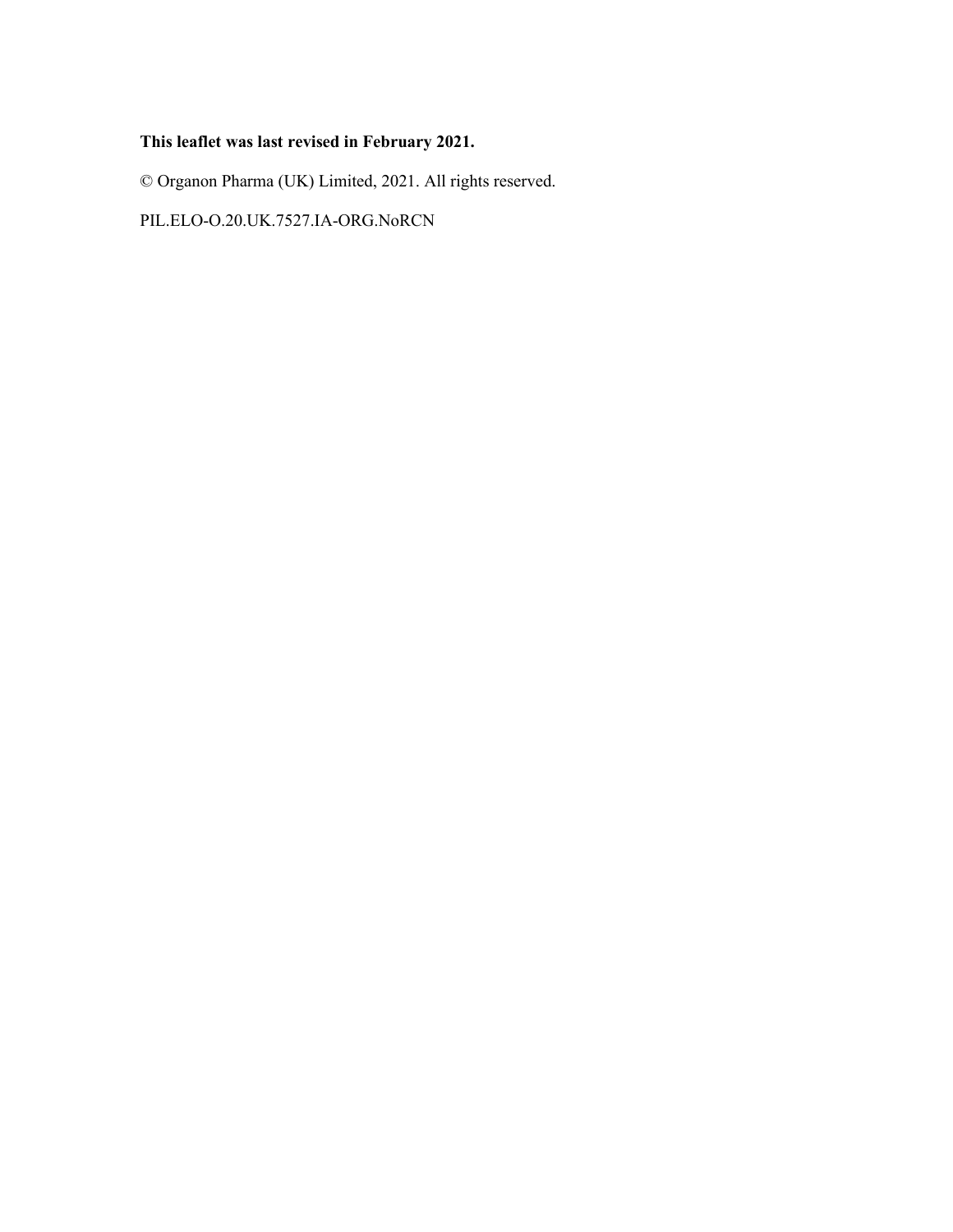**This leaflet was last revised in February 2021.**

© Organon Pharma (UK) Limited, 2021. All rights reserved.

PIL.ELO-O.20.UK.7527.IA-ORG.NoRCN